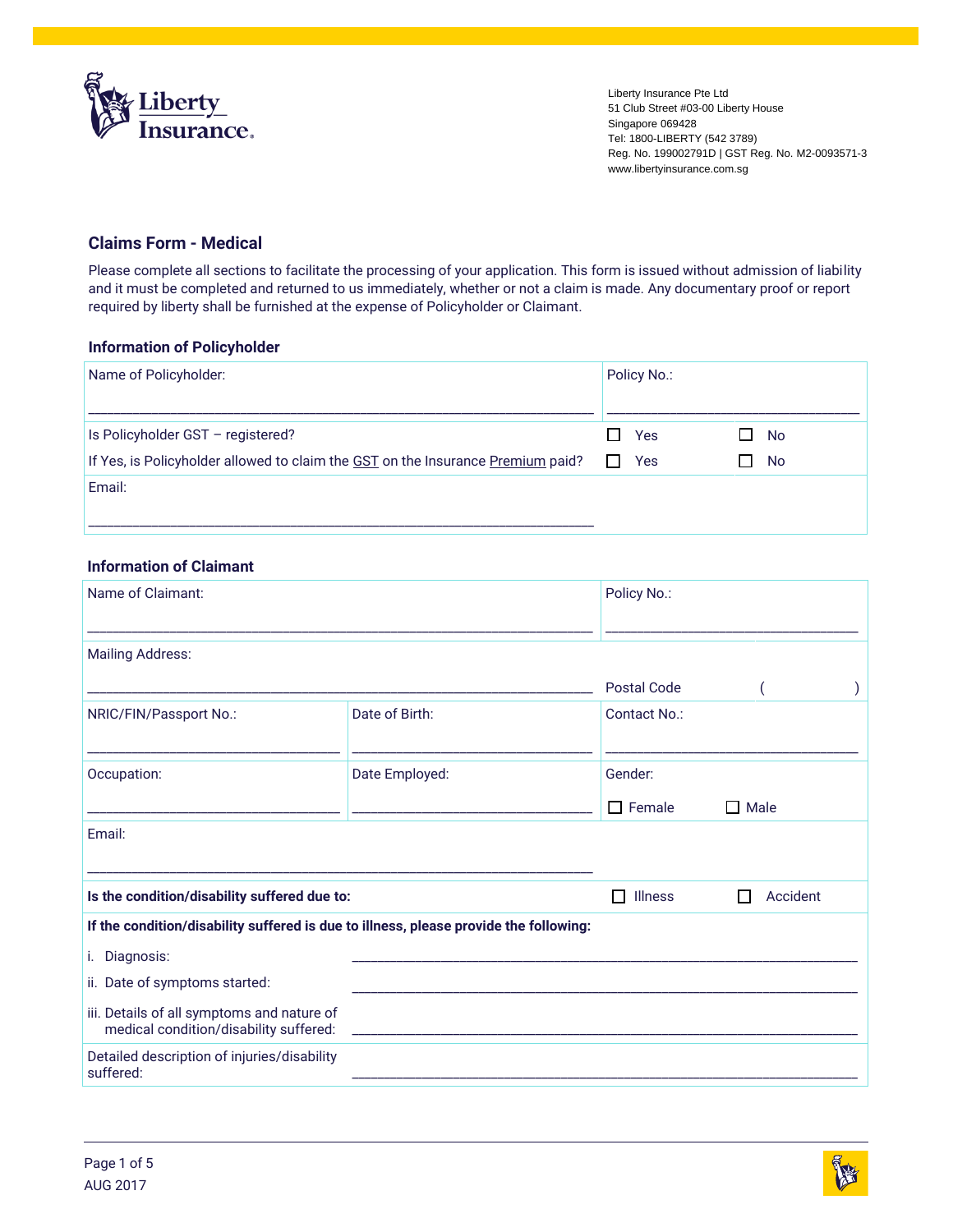Liberty Insurance Pte Ltd
51 Club Street #03-00 Liberty House
Singapore 069428
Tel: 1800-LIBERTY (542 3789)
Reg. No. 199002791D | GST Reg. No. M2-0093571-3
www.libertyinsurance.com.sg

## Claims Form - Medical

Please complete all sections to facilitate the processing of your application. This form is issued without admission of liability and it must be completed and returned to us immediately, whether or not a claim is made. Any documentary proof or report required by liberty shall be furnished at the expense of Policyholder or Claimant.

### Information of Policyholder

| | | |
|---|---|---|
| Name of Policyholder: ____________________ | Policy No.: ____________________ | |
| Is Policyholder GST – registered? | ☐ Yes | ☐ No |
| If Yes, is Policyholder allowed to claim the GST on the Insurance Premium paid? | ☐ Yes | ☐ No |
| Email: ____________________ | | |

### Information of Claimant

| | | | |
|---|---|---|---|
| Name of Claimant: ____________________ | | Policy No.: ____________________ | |
| Mailing Address: ____________________ | | Postal Code ( ) | |
| NRIC/FIN/Passport No.: ____________________ | Date of Birth: ____________________ | Contact No.: ____________________ | |
| Occupation: ____________________ | Date Employed: ____________________ | Gender: ☐ Female | ☐ Male |
| Email: ____________________ | | | |
| **Is the condition/disability suffered due to:** | | ☐ Illness | ☐ Accident |
| **If the condition/disability suffered is due to illness, please provide the following:** | | | |
| i. Diagnosis: | ____________________ | | |
| ii. Date of symptoms started: | ____________________ | | |
| iii. Details of all symptoms and nature of medical condition/disability suffered: | ____________________ | | |
| Detailed description of injuries/disability suffered: | ____________________ | | |

AUG 2017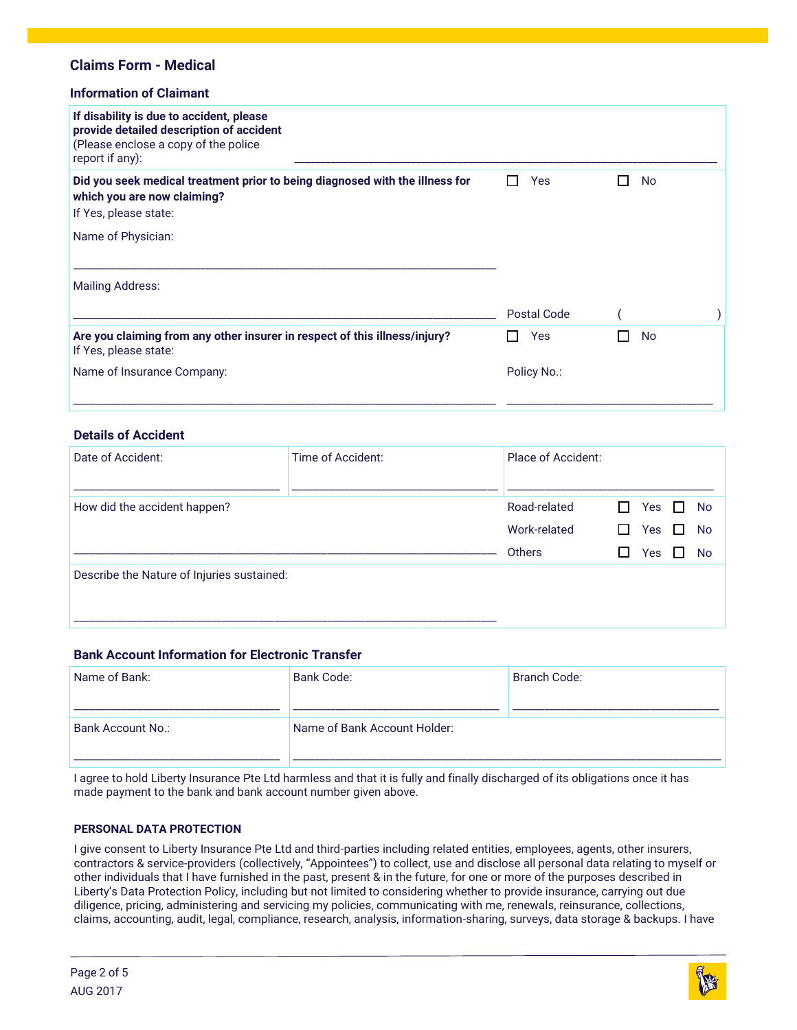## Claims Form - Medical

### Information of Claimant

**If disability is due to accident, please provide detailed description of accident** (Please enclose a copy of the police report if any): \_\_\_\_\_\_\_\_\_\_\_\_\_\_\_\_\_\_\_\_\_\_\_\_\_\_\_\_\_\_\_\_\_\_\_\_\_\_\_\_

**Did you seek medical treatment prior to being diagnosed with the illness for which you are now claiming?** ☐ Yes ☐ No

If Yes, please state:

Name of Physician:

\_\_\_\_\_\_\_\_\_\_\_\_\_\_\_\_\_\_\_\_\_\_\_\_\_\_\_\_\_\_\_\_\_\_\_\_\_\_\_\_

Mailing Address:

\_\_\_\_\_\_\_\_\_\_\_\_\_\_\_\_\_\_\_\_\_\_\_\_\_\_\_\_\_\_\_\_\_\_\_\_\_\_\_\_ Postal Code ( )

**Are you claiming from any other insurer in respect of this illness/injury?** ☐ Yes ☐ No

If Yes, please state:

| Name of Insurance Company: | Policy No.: |
| --- | --- |
| \_\_\_\_\_\_\_\_\_\_\_\_\_\_\_\_\_\_\_\_ | \_\_\_\_\_\_\_\_\_\_\_\_\_\_\_\_\_\_\_\_ |

### Details of Accident

| Date of Accident: | Time of Accident: | Place of Accident: |
| --- | --- | --- |
| \_\_\_\_\_\_\_\_\_\_\_\_\_\_\_\_ | \_\_\_\_\_\_\_\_\_\_\_\_\_\_\_\_ | \_\_\_\_\_\_\_\_\_\_\_\_\_\_\_\_ |

How did the accident happen? \_\_\_\_\_\_\_\_\_\_\_\_\_\_\_\_\_\_\_\_\_\_\_\_\_\_\_\_\_\_\_\_\_\_\_\_\_\_\_\_

| | | |
| --- | --- | --- |
| Road-related | ☐ Yes | ☐ No |
| Work-related | ☐ Yes | ☐ No |
| Others | ☐ Yes | ☐ No |

Describe the Nature of Injuries sustained:

\_\_\_\_\_\_\_\_\_\_\_\_\_\_\_\_\_\_\_\_\_\_\_\_\_\_\_\_\_\_\_\_\_\_\_\_\_\_\_\_

### Bank Account Information for Electronic Transfer

| Name of Bank: | Bank Code: | Branch Code: |
| --- | --- | --- |
| \_\_\_\_\_\_\_\_\_\_\_\_\_\_\_\_ | \_\_\_\_\_\_\_\_\_\_\_\_\_\_\_\_ | \_\_\_\_\_\_\_\_\_\_\_\_\_\_\_\_ |
| **Bank Account No.:** | **Name of Bank Account Holder:** | |
| \_\_\_\_\_\_\_\_\_\_\_\_\_\_\_\_ | \_\_\_\_\_\_\_\_\_\_\_\_\_\_\_\_\_\_\_\_\_\_\_\_\_\_\_\_\_\_\_\_ | |

I agree to hold Liberty Insurance Pte Ltd harmless and that it is fully and finally discharged of its obligations once it has made payment to the bank and bank account number given above.

#### PERSONAL DATA PROTECTION

I give consent to Liberty Insurance Pte Ltd and third-parties including related entities, employees, agents, other insurers, contractors & service-providers (collectively, "Appointees") to collect, use and disclose all personal data relating to myself or other individuals that I have furnished in the past, present & in the future, for one or more of the purposes described in Liberty's Data Protection Policy, including but not limited to considering whether to provide insurance, carrying out due diligence, pricing, administering and servicing my policies, communicating with me, renewals, reinsurance, collections, claims, accounting, audit, legal, compliance, research, analysis, information-sharing, surveys, data storage & backups. I have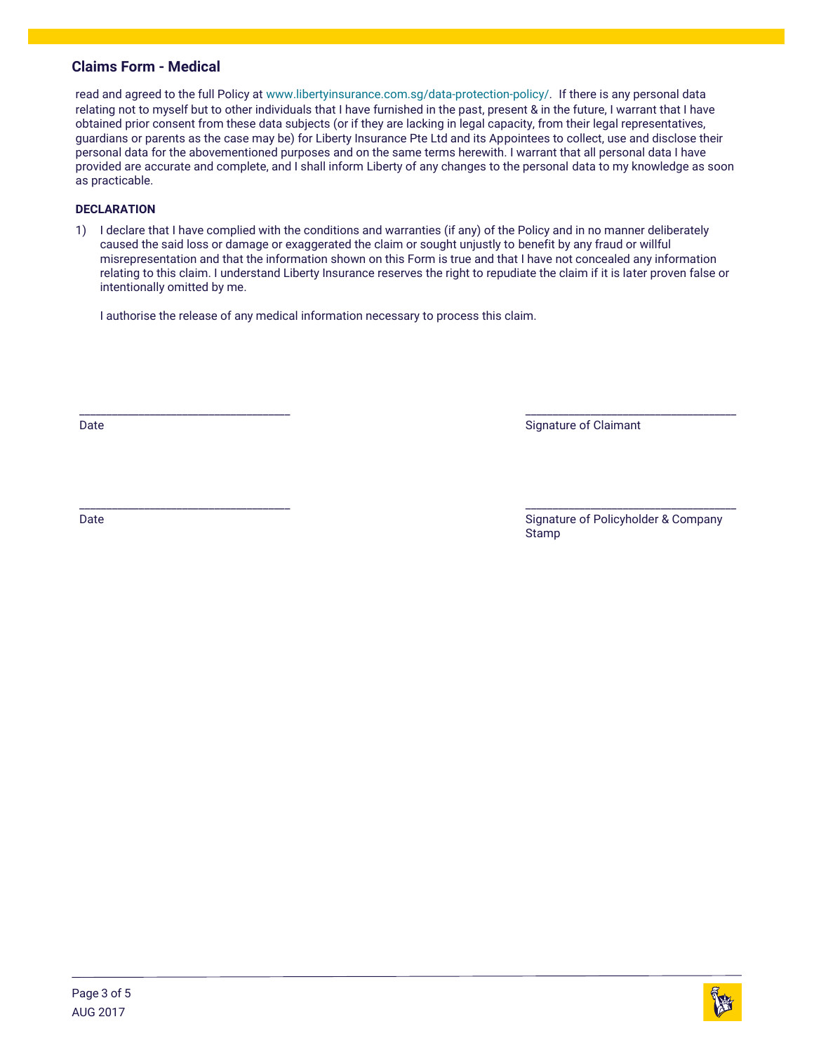## Claims Form - Medical

read and agreed to the full Policy at www.libertyinsurance.com.sg/data-protection-policy/. If there is any personal data relating not to myself but to other individuals that I have furnished in the past, present & in the future, I warrant that I have obtained prior consent from these data subjects (or if they are lacking in legal capacity, from their legal representatives, guardians or parents as the case may be) for Liberty Insurance Pte Ltd and its Appointees to collect, use and disclose their personal data for the abovementioned purposes and on the same terms herewith. I warrant that all personal data I have provided are accurate and complete, and I shall inform Liberty of any changes to the personal data to my knowledge as soon as practicable.

**DECLARATION**

1) I declare that I have complied with the conditions and warranties (if any) of the Policy and in no manner deliberately caused the said loss or damage or exaggerated the claim or sought unjustly to benefit by any fraud or willful misrepresentation and that the information shown on this Form is true and that I have not concealed any information relating to this claim. I understand Liberty Insurance reserves the right to repudiate the claim if it is later proven false or intentionally omitted by me.

   I authorise the release of any medical information necessary to process this claim.

___________________________________ 
Date

___________________________________ 
Signature of Claimant

___________________________________ 
Date

___________________________________ 
Signature of Policyholder & Company Stamp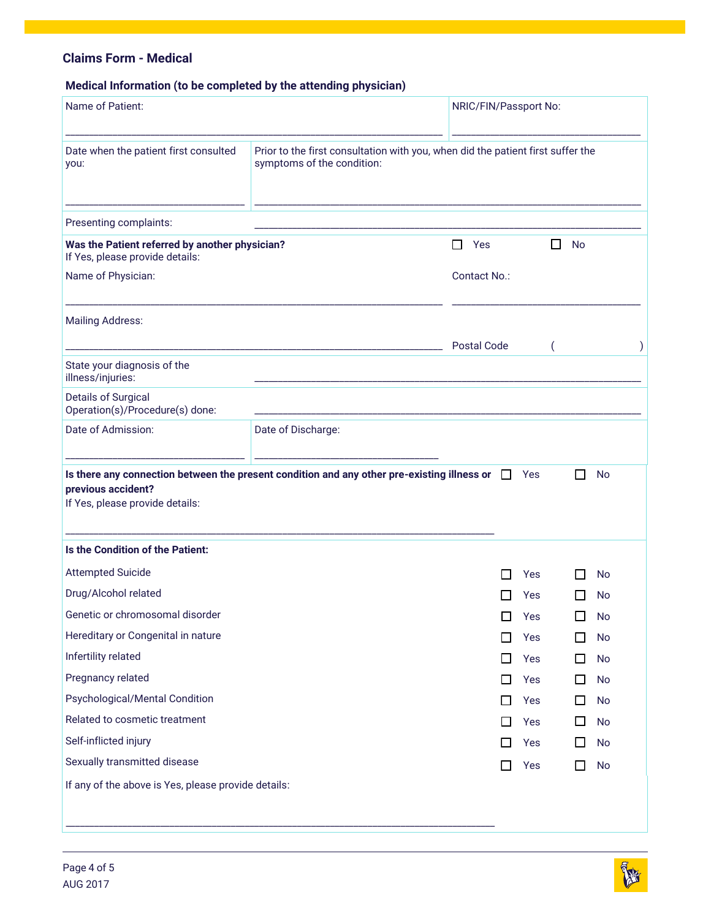## Claims Form - Medical

### Medical Information (to be completed by the attending physician)

Name of Patient: ____________________

NRIC/FIN/Passport No: ____________________

Date when the patient first consulted you: ____________________

Prior to the first consultation with you, when did the patient first suffer the symptoms of the condition: ____________________

Presenting complaints: ____________________

**Was the Patient referred by another physician?** ☐ Yes ☐ No

If Yes, please provide details:

Name of Physician: ____________________

Contact No.: ____________________

Mailing Address: ____________________

Postal Code ( )

State your diagnosis of the illness/injuries: ____________________

Details of Surgical Operation(s)/Procedure(s) done: ____________________

Date of Admission: ____________________

Date of Discharge: ____________________

**Is there any connection between the present condition and any other pre-existing illness or previous accident?** ☐ Yes ☐ No

If Yes, please provide details:

____________________

**Is the Condition of the Patient:**

| | Yes | No |
|---|---|---|
| Attempted Suicide | ☐ Yes | ☐ No |
| Drug/Alcohol related | ☐ Yes | ☐ No |
| Genetic or chromosomal disorder | ☐ Yes | ☐ No |
| Hereditary or Congenital in nature | ☐ Yes | ☐ No |
| Infertility related | ☐ Yes | ☐ No |
| Pregnancy related | ☐ Yes | ☐ No |
| Psychological/Mental Condition | ☐ Yes | ☐ No |
| Related to cosmetic treatment | ☐ Yes | ☐ No |
| Self-inflicted injury | ☐ Yes | ☐ No |
| Sexually transmitted disease | ☐ Yes | ☐ No |

If any of the above is Yes, please provide details:

____________________

AUG 2017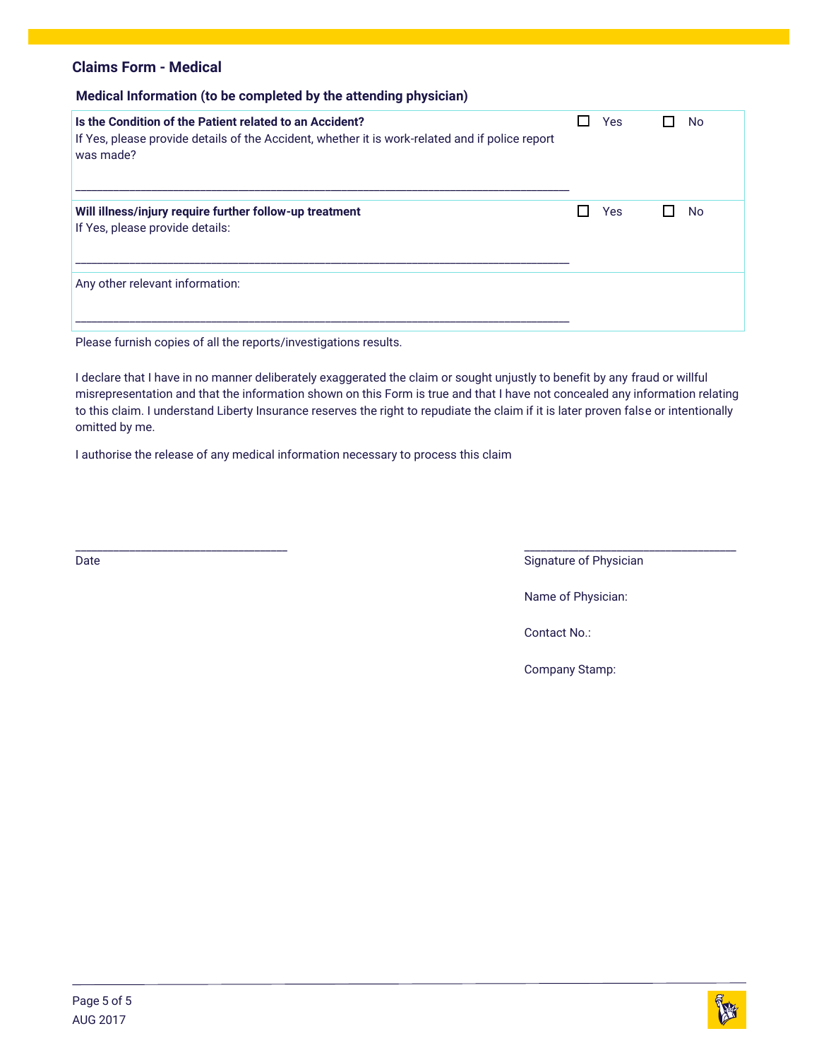## Claims Form - Medical

### Medical Information (to be completed by the attending physician)

| | | |
|---|---|---|
| **Is the Condition of the Patient related to an Accident?**<br>If Yes, please provide details of the Accident, whether it is work-related and if police report was made?<br><br>\_\_\_\_\_\_\_\_\_\_\_\_\_\_\_\_\_\_\_\_\_\_\_\_\_\_\_\_\_\_\_\_\_\_\_\_\_\_\_\_\_\_\_\_\_\_\_\_\_\_\_\_\_\_\_\_\_\_\_\_\_\_\_\_\_\_\_\_\_\_\_\_\_\_\_\_ | ☐ Yes | ☐ No |
| **Will illness/injury require further follow-up treatment**<br>If Yes, please provide details:<br><br>\_\_\_\_\_\_\_\_\_\_\_\_\_\_\_\_\_\_\_\_\_\_\_\_\_\_\_\_\_\_\_\_\_\_\_\_\_\_\_\_\_\_\_\_\_\_\_\_\_\_\_\_\_\_\_\_\_\_\_\_\_\_\_\_\_\_\_\_\_\_\_\_\_\_\_\_ | ☐ Yes | ☐ No |
| Any other relevant information:<br><br>\_\_\_\_\_\_\_\_\_\_\_\_\_\_\_\_\_\_\_\_\_\_\_\_\_\_\_\_\_\_\_\_\_\_\_\_\_\_\_\_\_\_\_\_\_\_\_\_\_\_\_\_\_\_\_\_\_\_\_\_\_\_\_\_\_\_\_\_\_\_\_\_\_\_\_\_ | | |

Please furnish copies of all the reports/investigations results.

I declare that I have in no manner deliberately exaggerated the claim or sought unjustly to benefit by any fraud or willful misrepresentation and that the information shown on this Form is true and that I have not concealed any information relating to this claim. I understand Liberty Insurance reserves the right to repudiate the claim if it is later proven false or intentionally omitted by me.

I authorise the release of any medical information necessary to process this claim

\_\_\_\_\_\_\_\_\_\_\_\_\_\_\_\_\_\_\_\_\_\_\_\_\_\_\_\_\_\_\_\_\_\_\_\_
Date

\_\_\_\_\_\_\_\_\_\_\_\_\_\_\_\_\_\_\_\_\_\_\_\_\_\_\_\_\_\_\_\_\_\_\_\_
Signature of Physician

Name of Physician:

Contact No.:

Company Stamp:

AUG 2017